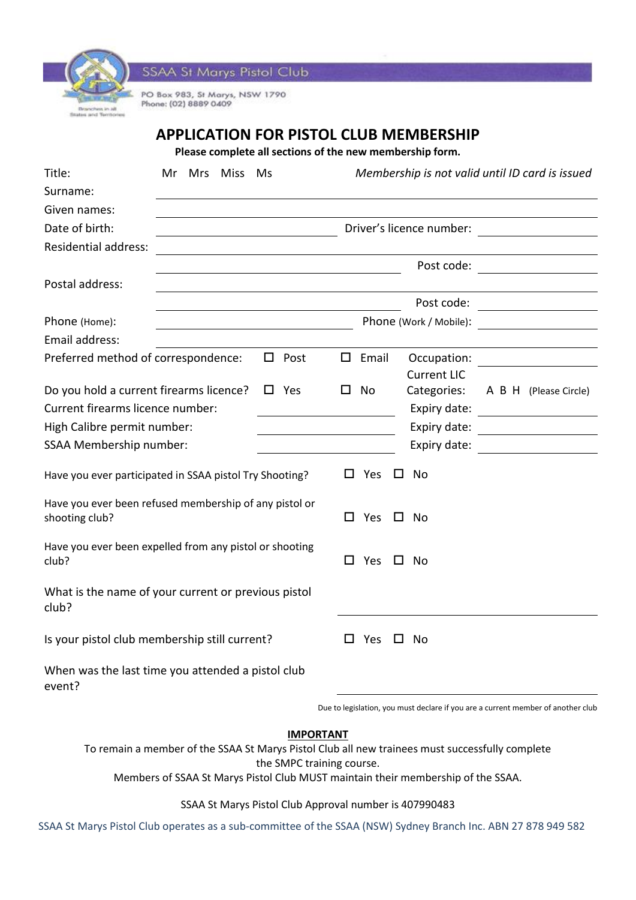SSAA St Marys Pistol Club

PO Box 983, St Marys, NSW 1790
Phone: (02) 8889 0409

Branches in all States and Territories

# APPLICATION FOR PISTOL CLUB MEMBERSHIP

**Please complete all sections of the new membership form.**

Title: Mr Mrs Miss Ms *Membership is not valid until ID card is issued*

Surname: ______________________________

Given names: ______________________________

Date of birth: ______________________________ Driver's licence number: ______________________________

Residential address: ______________________________

______________________________ Post code: ______________________________

Postal address: ______________________________

______________________________ Post code: ______________________________

Phone (Home): ______________________________ Phone (Work / Mobile): ______________________________

Email address: ______________________________

Preferred method of correspondence: ☐ Post ☐ Email Occupation: ______________________________

Do you hold a current firearms licence? ☐ Yes ☐ No Current LIC Categories: A B H (Please Circle)

Current firearms licence number: ______________________________ Expiry date: ______________________________

High Calibre permit number: ______________________________ Expiry date: ______________________________

SSAA Membership number: ______________________________ Expiry date: ______________________________

Have you ever participated in SSAA pistol Try Shooting? ☐ Yes ☐ No

Have you ever been refused membership of any pistol or shooting club? ☐ Yes ☐ No

Have you ever been expelled from any pistol or shooting club? ☐ Yes ☐ No

What is the name of your current or previous pistol club? ______________________________

Is your pistol club membership still current? ☐ Yes ☐ No

When was the last time you attended a pistol club event? ______________________________

Due to legislation, you must declare if you are a current member of another club

**IMPORTANT**

To remain a member of the SSAA St Marys Pistol Club all new trainees must successfully complete the SMPC training course.

Members of SSAA St Marys Pistol Club MUST maintain their membership of the SSAA.

SSAA St Marys Pistol Club Approval number is 407990483

SSAA St Marys Pistol Club operates as a sub-committee of the SSAA (NSW) Sydney Branch Inc. ABN 27 878 949 582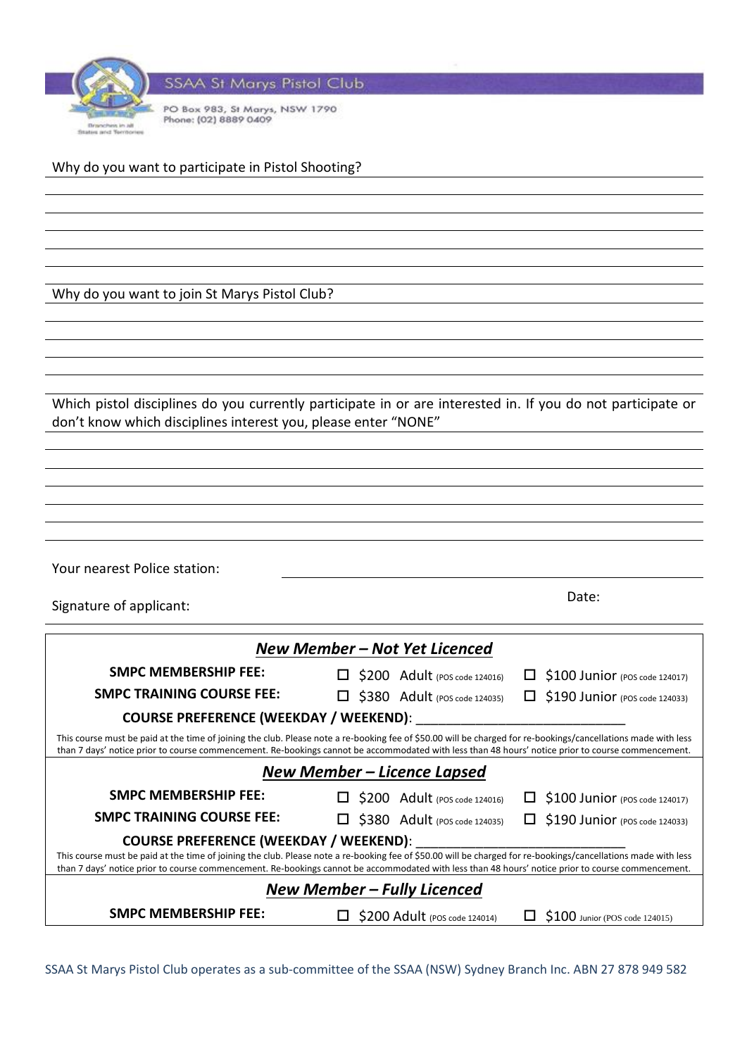SSAA St Marys Pistol Club

PO Box 983, St Marys, NSW 1790
Phone: (02) 8889 0409

Why do you want to participate in Pistol Shooting?

Why do you want to join St Marys Pistol Club?

Which pistol disciplines do you currently participate in or are interested in. If you do not participate or don't know which disciplines interest you, please enter "NONE"

Your nearest Police station:

Signature of applicant: Date:

### ***New Member – Not Yet Licenced***

| | | |
|---|---|---|
| **SMPC MEMBERSHIP FEE:** | ☐ $200 Adult (POS code 124016) | ☐ $100 Junior (POS code 124017) |
| **SMPC TRAINING COURSE FEE:** | ☐ $380 Adult (POS code 124035) | ☐ $190 Junior (POS code 124033) |

**COURSE PREFERENCE (WEEKDAY / WEEKEND)**: ____________________________

This course must be paid at the time of joining the club. Please note a re-booking fee of $50.00 will be charged for re-bookings/cancellations made with less than 7 days' notice prior to course commencement. Re-bookings cannot be accommodated with less than 48 hours' notice prior to course commencement.

### ***New Member – Licence Lapsed***

| | | |
|---|---|---|
| **SMPC MEMBERSHIP FEE:** | ☐ $200 Adult (POS code 124016) | ☐ $100 Junior (POS code 124017) |
| **SMPC TRAINING COURSE FEE:** | ☐ $380 Adult (POS code 124035) | ☐ $190 Junior (POS code 124033) |

**COURSE PREFERENCE (WEEKDAY / WEEKEND)**: ____________________________

This course must be paid at the time of joining the club. Please note a re-booking fee of $50.00 will be charged for re-bookings/cancellations made with less than 7 days' notice prior to course commencement. Re-bookings cannot be accommodated with less than 48 hours' notice prior to course commencement.

### ***New Member – Fully Licenced***

| | | |
|---|---|---|
| **SMPC MEMBERSHIP FEE:** | ☐ $200 Adult (POS code 124014) | ☐ $100 Junior (POS code 124015) |

SSAA St Marys Pistol Club operates as a sub-committee of the SSAA (NSW) Sydney Branch Inc. ABN 27 878 949 582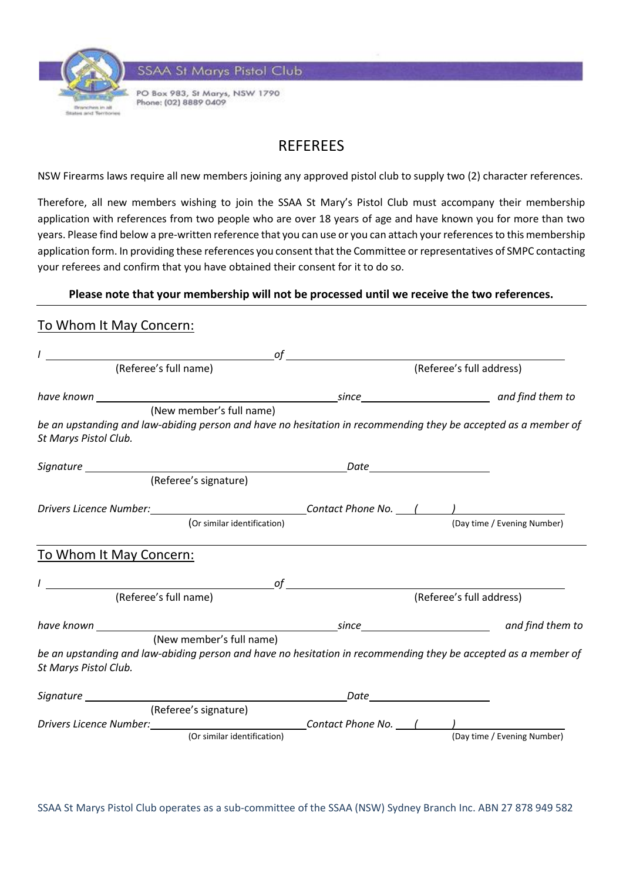SSAA St Marys Pistol Club

PO Box 983, St Marys, NSW 1790
Phone: (02) 8889 0409

# REFEREES

NSW Firearms laws require all new members joining any approved pistol club to supply two (2) character references.

Therefore, all new members wishing to join the SSAA St Mary's Pistol Club must accompany their membership application with references from two people who are over 18 years of age and have known you for more than two years. Please find below a pre-written reference that you can use or you can attach your references to this membership application form. In providing these references you consent that the Committee or representatives of SMPC contacting your referees and confirm that you have obtained their consent for it to do so.

**Please note that your membership will not be processed until we receive the two references.**

---

## To Whom It May Concern:

*I* ______________________________ *of* ______________________________
(Referee's full name) (Referee's full address)

*have known* ______________________________ *since* ____________________ *and find them to*
(New member's full name)

*be an upstanding and law-abiding person and have no hesitation in recommending they be accepted as a member of St Marys Pistol Club.*

*Signature* ______________________________ *Date* ____________________
(Referee's signature)

*Drivers Licence Number:* ____________________ *Contact Phone No.* ( ) ____________________
(Or similar identification) (Day time / Evening Number)

---

## To Whom It May Concern:

*I* ______________________________ *of* ______________________________
(Referee's full name) (Referee's full address)

*have known* ______________________________ *since* ____________________ *and find them to*
(New member's full name)

*be an upstanding and law-abiding person and have no hesitation in recommending they be accepted as a member of St Marys Pistol Club.*

*Signature* ______________________________ *Date* ____________________
(Referee's signature)

*Drivers Licence Number:* ____________________ *Contact Phone No.* ( ) ____________________
(Or similar identification) (Day time / Evening Number)

SSAA St Marys Pistol Club operates as a sub-committee of the SSAA (NSW) Sydney Branch Inc. ABN 27 878 949 582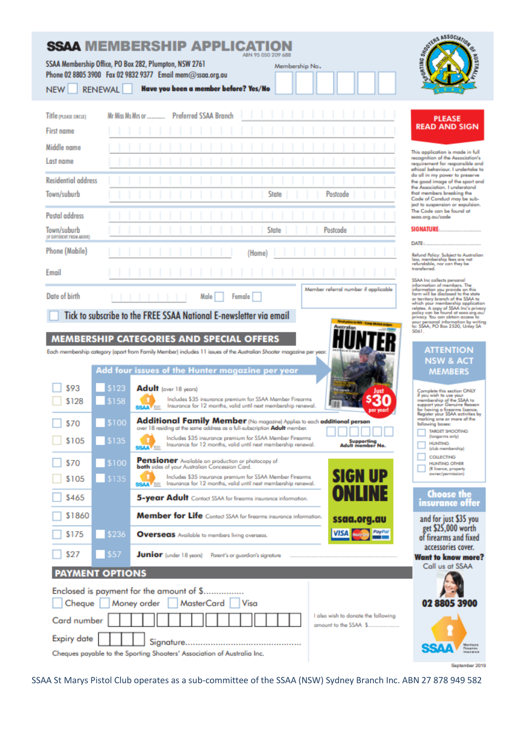# SSAA MEMBERSHIP APPLICATION

ABN 95 050 209 688

SSAA Membership Office, PO Box 282, Plumpton, NSW 2761
Phone 02 8805 3900 Fax 02 9832 9377 Email mem@ssaa.org.au

NEW ☐ RENEWAL ☐ **Have you been a member before? Yes/No**

Membership No.

Title (PLEASE CIRCLE) Mr Miss Ms Mrs or ........ Preferred SSAA Branch

First name

Middle name

Last name

Residential address

Town/suburb State Postcode

Postal address

Town/suburb (IF DIFFERENT FROM ABOVE) State Postcode

Phone (Mobile) (Home)

Email

Date of birth Male ☐ Female ☐

Member referral number if applicable

☐ Tick to subscribe to the FREE SSAA National E-newsletter via email

**PLEASE READ AND SIGN**

This application is made in full recognition of the Association's requirement for responsible and ethical behaviour. I undertake to do all in my power to preserve the good image of the sport and the Association. I understand that members breaking the Code of Conduct may be subject to suspension or expulsion. The Code can be found at ssaa.org.au/code

SIGNATURE:.............................

DATE:.......................................

Refund Policy: Subject to Australian law, membership fees are not refundable, nor can they be transferred.

SSAA Inc collects personal information of members. The information you provide on this form will be disclosed to the state or territory branch of the SSAA to which your membership application relates. A copy of SSAA Inc's privacy policy can be found at ssaa.org.au/privacy. You can obtain access to your personal information by writing to: SSAA, PO Box 2520, Unley SA 5061.

## MEMBERSHIP CATEGORIES AND SPECIAL OFFERS

Each membership category (apart from Family Member) includes 11 issues of the Australian Shooter magazine per year.

**Add four issues of the Hunter magazine per year** — Just $30 per year!

| | Add Hunter | Category |
|---|---|---|
| ☐ $93 | ☐ $123 | **Adult** (over 18 years) |
| ☐ $128 | ☐ $158 | Includes $35 insurance premium for SSAA Member Firearms Insurance for 12 months, valid until next membership renewal. |
| ☐ $70 | ☐ $100 | **Additional Family Member** (No magazine) Applies to each **additional person** over 18 residing at the same address as a full-subscription **Adult** member. Supporting Adult member No. |
| ☐ $105 | ☐ $135 | Includes $35 insurance premium for SSAA Member Firearms Insurance for 12 months, valid until next membership renewal. |
| ☐ $70 | ☐ $100 | **Pensioner** Available on production or photocopy of **both** sides of your Australian Concession Card. |
| ☐ $105 | ☐ $135 | Includes $35 insurance premium for SSAA Member Firearms Insurance for 12 months, valid until next membership renewal. |
| ☐ $465 | | **5-year Adult** Contact SSAA for firearms insurance information. |
| ☐ $1860 | | **Member for Life** Contact SSAA for firearms insurance information. |
| ☐ $175 | ☐ $236 | **Overseas** Available to members living overseas. |
| ☐ $27 | ☐ $57 | **Junior** (under 18 years) Parent's or guardian's signature |

**SIGN UP ONLINE** ssaa.org.au — VISA, MasterCard, PayPal

**ATTENTION NSW & ACT MEMBERS**

Complete this section ONLY if you wish to use your membership of the SSAA to support your Genuine Reason for having a firearms licence. Register your SSAA activities by marking one or more of the following boxes:

☐ TARGET SHOOTING (longarms only)
☐ HUNTING (club membership)
☐ COLLECTING
☐ HUNTING OTHER (R licence, property owner/permission)

**Choose the insurance offer**

and for just $35 you get $25,000 worth of firearms and fixed accessories cover.

**Want to know more?** Call us at SSAA

**02 8805 3900**

## PAYMENT OPTIONS

Enclosed is payment for the amount of $................

☐ Cheque ☐ Money order ☐ MasterCard ☐ Visa

Card number

Expiry date Signature.............................................

Cheques payable to the Sporting Shooters' Association of Australia Inc.

I also wish to donate the following amount to the SSAA $..................

September 2019

SSAA St Marys Pistol Club operates as a sub-committee of the SSAA (NSW) Sydney Branch Inc. ABN 27 878 949 582